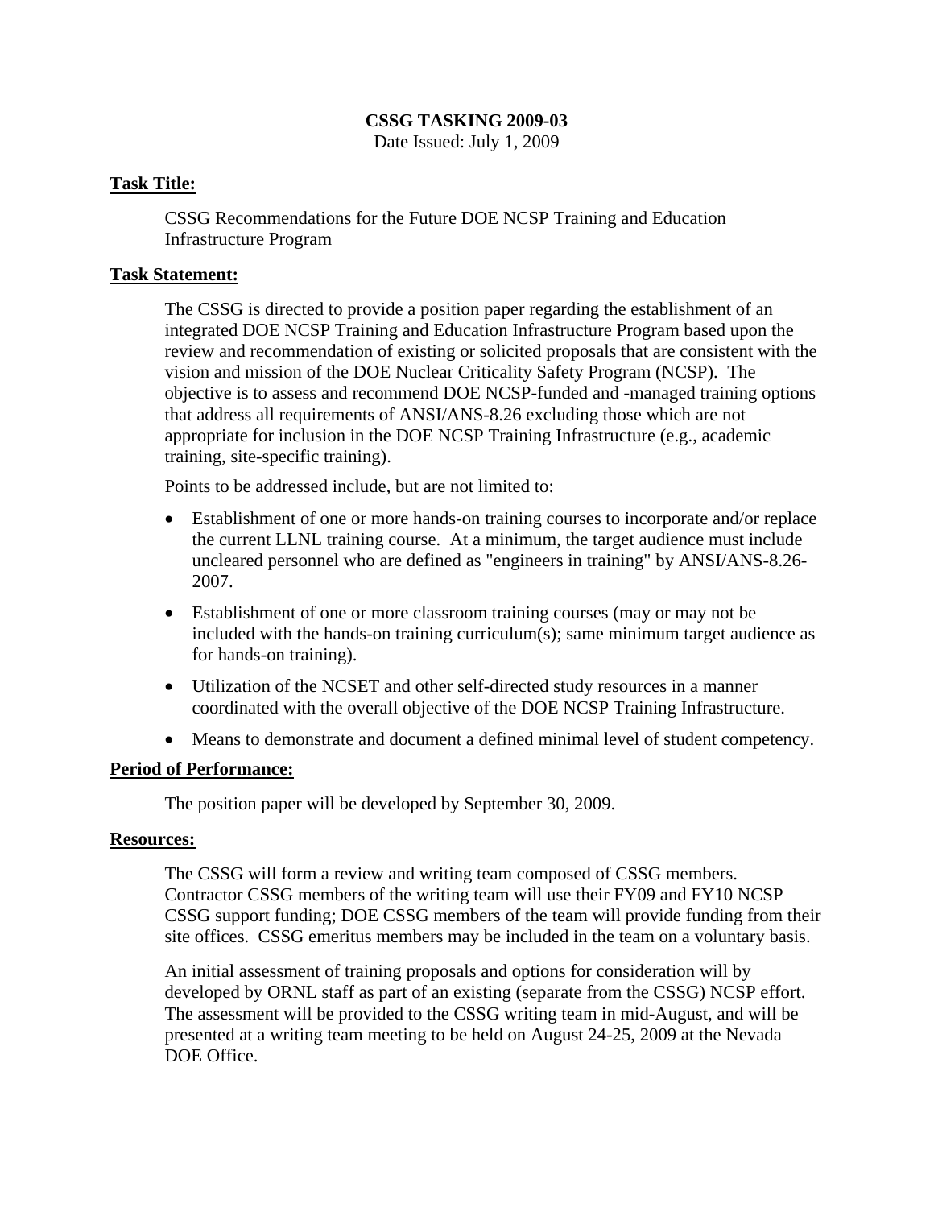**CSSG TASKING 2009-03**

Date Issued: July 1, 2009

**Task Title:**

CSSG Recommendations for the Future DOE NCSP Training and Education Infrastructure Program

**Task Statement:**

The CSSG is directed to provide a position paper regarding the establishment of an integrated DOE NCSP Training and Education Infrastructure Program based upon the review and recommendation of existing or solicited proposals that are consistent with the vision and mission of the DOE Nuclear Criticality Safety Program (NCSP). The objective is to assess and recommend DOE NCSP-funded and -managed training options that address all requirements of ANSI/ANS-8.26 excluding those which are not appropriate for inclusion in the DOE NCSP Training Infrastructure (e.g., academic training, site-specific training).

Points to be addressed include, but are not limited to:

- Establishment of one or more hands-on training courses to incorporate and/or replace the current LLNL training course. At a minimum, the target audience must include uncleared personnel who are defined as "engineers in training" by ANSI/ANS-8.26-2007.
- Establishment of one or more classroom training courses (may or may not be included with the hands-on training curriculum(s); same minimum target audience as for hands-on training).
- Utilization of the NCSET and other self-directed study resources in a manner coordinated with the overall objective of the DOE NCSP Training Infrastructure.
- Means to demonstrate and document a defined minimal level of student competency.

**Period of Performance:**

The position paper will be developed by September 30, 2009.

**Resources:**

The CSSG will form a review and writing team composed of CSSG members. Contractor CSSG members of the writing team will use their FY09 and FY10 NCSP CSSG support funding; DOE CSSG members of the team will provide funding from their site offices. CSSG emeritus members may be included in the team on a voluntary basis.

An initial assessment of training proposals and options for consideration will by developed by ORNL staff as part of an existing (separate from the CSSG) NCSP effort. The assessment will be provided to the CSSG writing team in mid-August, and will be presented at a writing team meeting to be held on August 24-25, 2009 at the Nevada DOE Office.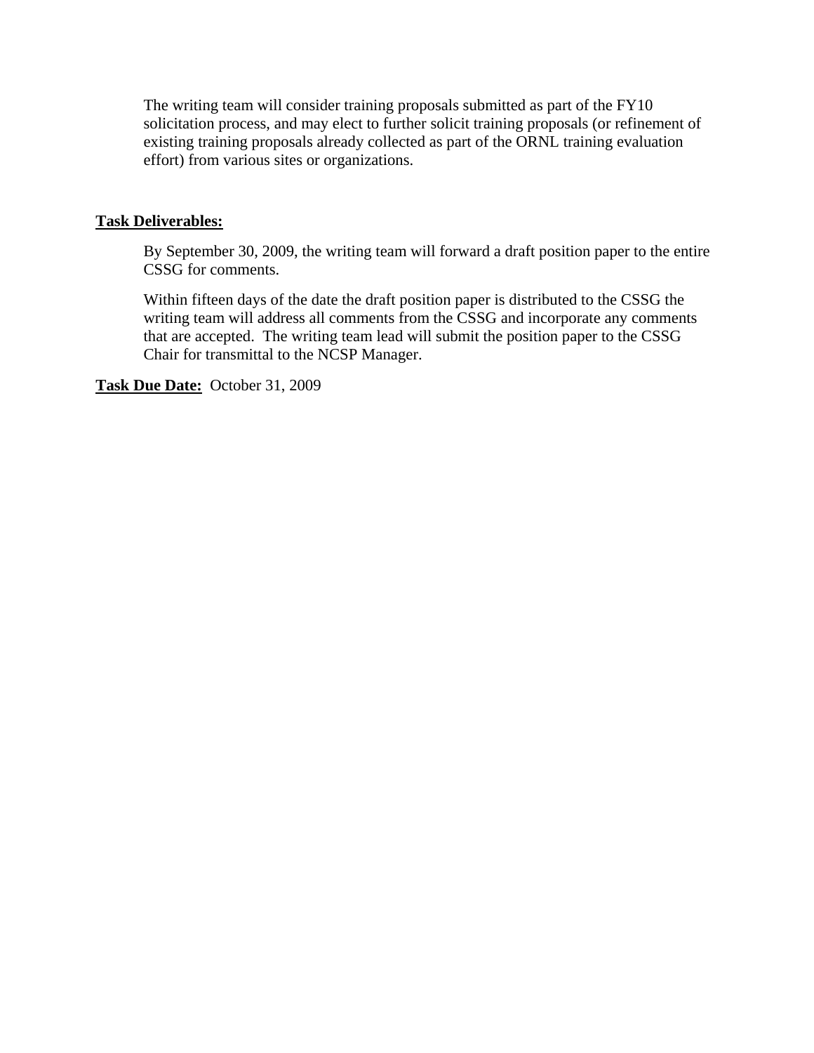The writing team will consider training proposals submitted as part of the FY10 solicitation process, and may elect to further solicit training proposals (or refinement of existing training proposals already collected as part of the ORNL training evaluation effort) from various sites or organizations.

**Task Deliverables:**

By September 30, 2009, the writing team will forward a draft position paper to the entire CSSG for comments.

Within fifteen days of the date the draft position paper is distributed to the CSSG the writing team will address all comments from the CSSG and incorporate any comments that are accepted. The writing team lead will submit the position paper to the CSSG Chair for transmittal to the NCSP Manager.

**Task Due Date:** October 31, 2009